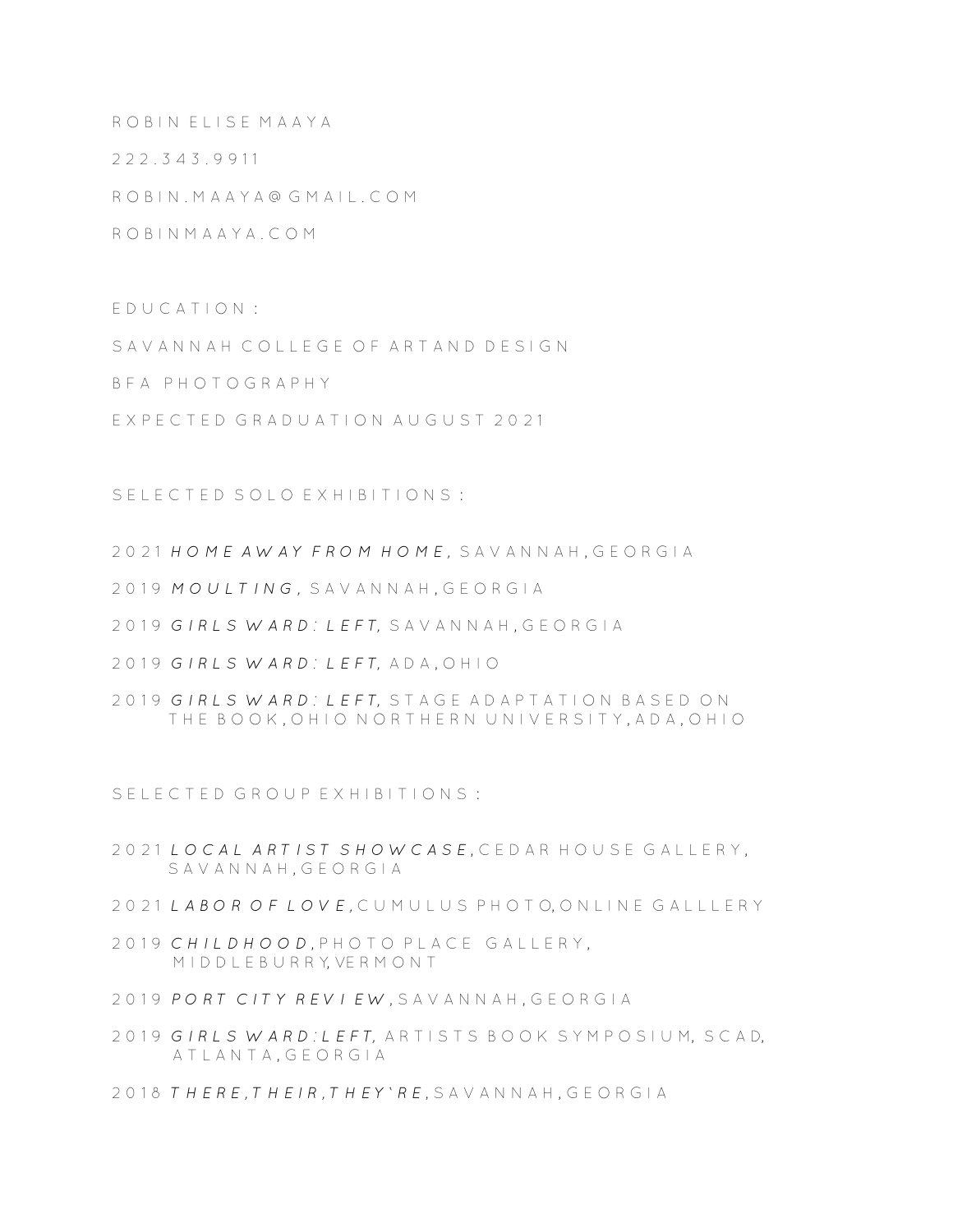ROBIN ELISE MAAYA

222.343.9911

ROBIN.MAAYA@GMAIL.COM

ROBINMAAYA.COM

EDUCATION:

SAVANNAH COLLEGE OF ARTAND DESIGN

BFA PHOTOGRAPHY

EXPECTED GRADUATION AUGUST 2021

SELECTED SOLO EXHIBITIONS:

2021 ***HOME AWAY FROM HOME,*** SAVANNAH, GEORGIA

2019 ***MOULTING,*** SAVANNAH, GEORGIA

2019 ***GIRLS WARD: LEFT,*** SAVANNAH, GEORGIA

2019 ***GIRLS WARD: LEFT,*** ADA, OHIO

2019 ***GIRLS WARD: LEFT,*** STAGE ADAPTATION BASED ON THE BOOK, OHIO NORTHERN UNIVERSITY, ADA, OHIO

SELECTED GROUP EXHIBITIONS:

2021 ***LOCAL ARTIST SHOWCASE,*** CEDAR HOUSE GALLERY, SAVANNAH, GEORGIA

2021 ***LABOR OF LOVE,*** CUMULUS PHOTO, ONLINE GALLLERY

2019 ***CHILDHOOD,*** PHOTO PLACE GALLERY, MIDDLEBURRY, VERMONT

2019 ***PORT CITY REVIEW,*** SAVANNAH, GEORGIA

2019 ***GIRLS WARD: LEFT,*** ARTISTS BOOK SYMPOSIUM, SCAD, ATLANTA, GEORGIA

2018 ***THERE, THEIR, THEY`RE,*** SAVANNAH, GEORGIA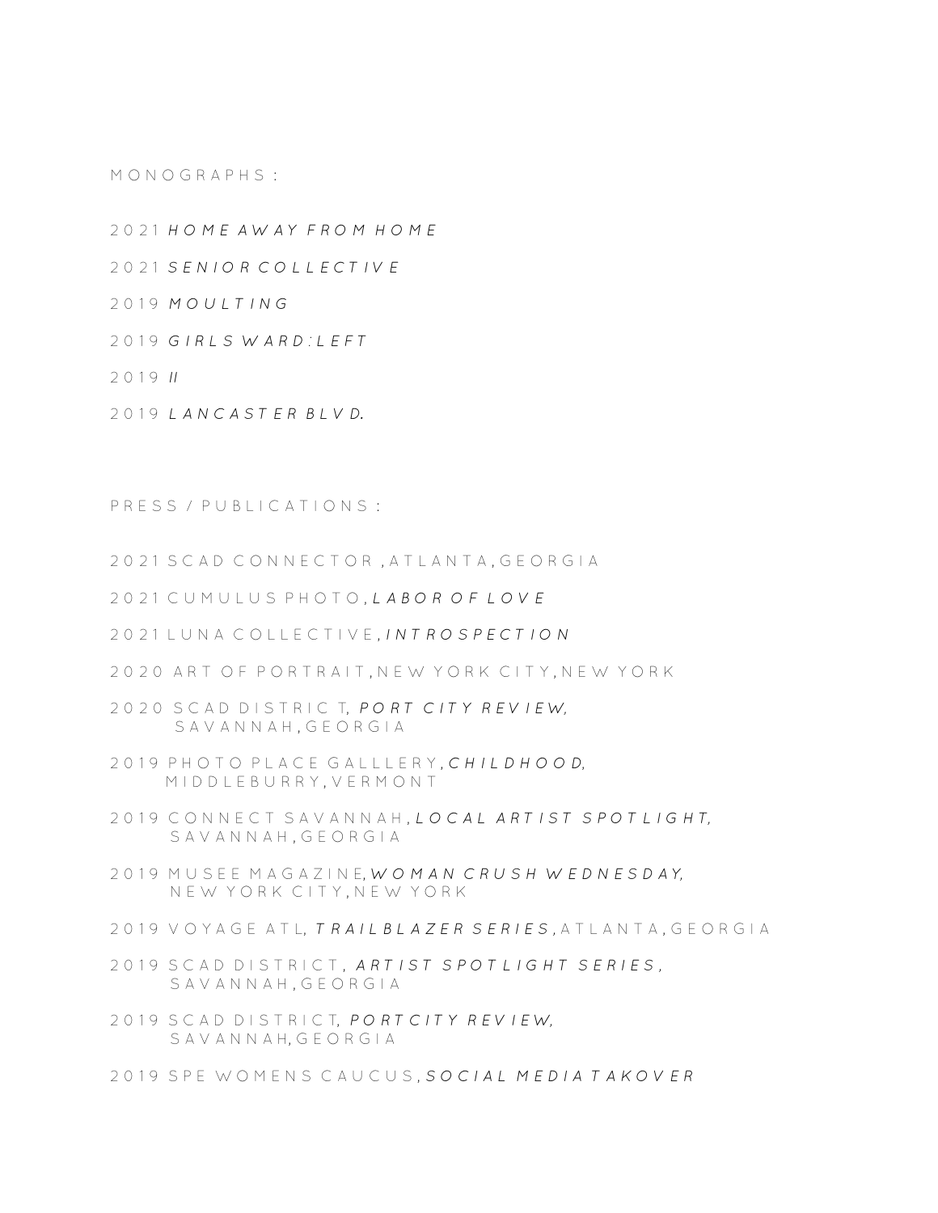MONOGRAPHS:

2021 *HOME AWAY FROM HOME*

2021 *SENIOR COLLECTIVE*

2019 *MOULTING*

2019 *GIRLS WARD:LEFT*

2019 *II*

2019 *LANCASTER BLVD.*

PRESS / PUBLICATIONS:

2021 SCAD CONNECTOR, ATLANTA, GEORGIA

2021 CUMULUS PHOTO, *LABOR OF LOVE*

2021 LUNA COLLECTIVE, *INTROSPECTION*

2020 ART OF PORTRAIT, NEW YORK CITY, NEW YORK

2020 SCAD DISTRICT, *PORT CITY REVIEW,* SAVANNAH, GEORGIA

2019 PHOTO PLACE GALLLERY, *CHILDHOOD,* MIDDLEBURRY, VERMONT

2019 CONNECT SAVANNAH, *LOCAL ARTIST SPOTLIGHT,* SAVANNAH, GEORGIA

2019 MUSEE MAGAZINE, *WOMAN CRUSH WEDNESDAY,* NEW YORK CITY, NEW YORK

2019 VOYAGE ATL, *TRAILBLAZER SERIES,* ATLANTA, GEORGIA

2019 SCAD DISTRICT, *ARTIST SPOTLIGHT SERIES,* SAVANNAH, GEORGIA

2019 SCAD DISTRICT, *PORTCITY REVIEW,* SAVANNAH, GEORGIA

2019 SPE WOMENS CAUCUS, *SOCIAL MEDIA TAKOVER*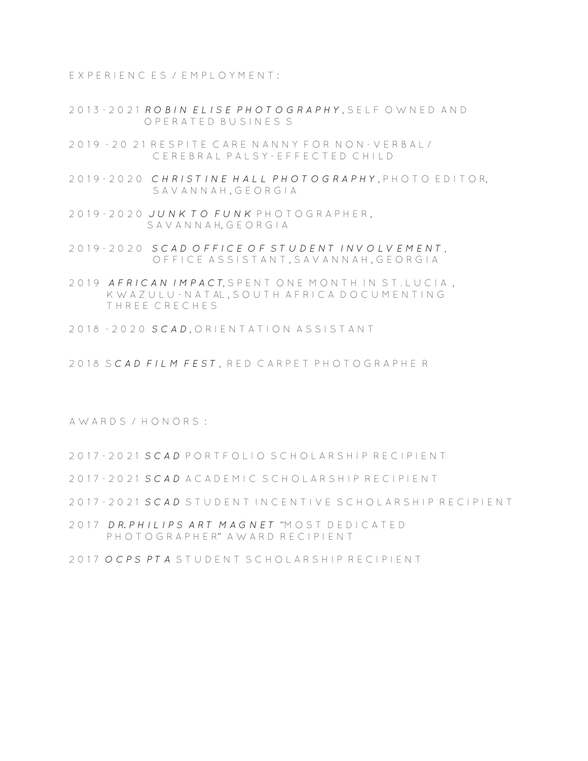## EXPERIENCES / EMPLOYMENT:

2013-2021 ***ROBIN ELISE PHOTOGRAPHY***, SELF OWNED AND OPERATED BUSINESS

2019-2021 RESPITE CARE NANNY FOR NON-VERBAL/ CEREBRAL PALSY-EFFECTED CHILD

2019-2020 ***CHRISTINE HALL PHOTOGRAPHY***, PHOTO EDITOR, SAVANNAH, GEORGIA

2019-2020 ***JUNK TO FUNK*** PHOTOGRAPHER, SAVANNAH, GEORGIA

2019-2020 ***SCAD OFFICE OF STUDENT INVOLVEMENT***, OFFICE ASSISTANT, SAVANNAH, GEORGIA

2019 ***AFRICAN IMPACT***, SPENT ONE MONTH IN ST. LUCIA, KWAZULU-NATAL, SOUTH AFRICA DOCUMENTING THREE CRECHES

2018-2020 ***SCAD***, ORIENTATION ASSISTANT

2018 S***CAD FILM FEST***, RED CARPET PHOTOGRAPHER

## AWARDS / HONORS:

2017-2021 ***SCAD*** PORTFOLIO SCHOLARSHIP RECIPIENT

2017-2021 ***SCAD*** ACADEMIC SCHOLARSHIP RECIPIENT

2017-2021 ***SCAD*** STUDENT INCENTIVE SCHOLARSHIP RECIPIENT

2017 ***DR. PHILIPS ART MAGNET*** "MOST DEDICATED PHOTOGRAPHER" AWARD RECIPIENT

2017 ***OCPS PTA*** STUDENT SCHOLARSHIP RECIPIENT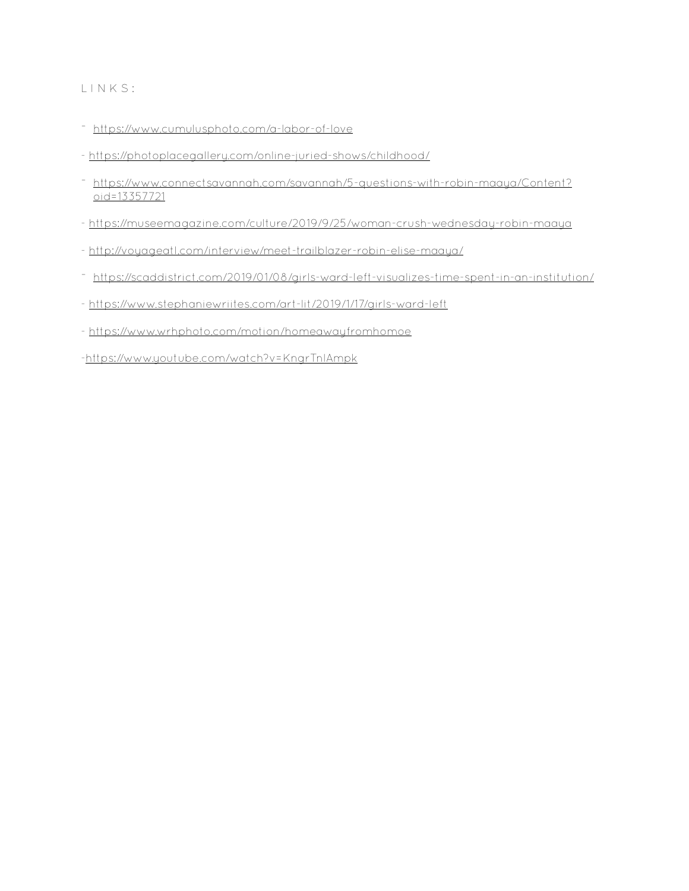LINKS:

- https://www.cumulusphoto.com/a-labor-of-love
- https://photoplacegallery.com/online-juried-shows/childhood/
- https://www.connectsavannah.com/savannah/5-questions-with-robin-maaya/Content?oid=13357721
- https://museemagazine.com/culture/2019/9/25/woman-crush-wednesday-robin-maaya
- http://voyageatl.com/interview/meet-trailblazer-robin-elise-maaya/
- https://scaddistrict.com/2019/01/08/girls-ward-left-visualizes-time-spent-in-an-institution/
- https://www.stephaniewriites.com/art-lit/2019/1/17/girls-ward-left
- https://www.wrhphoto.com/motion/homeawayfromhomoe
- https://www.youtube.com/watch?v=KngrTnIAmpk